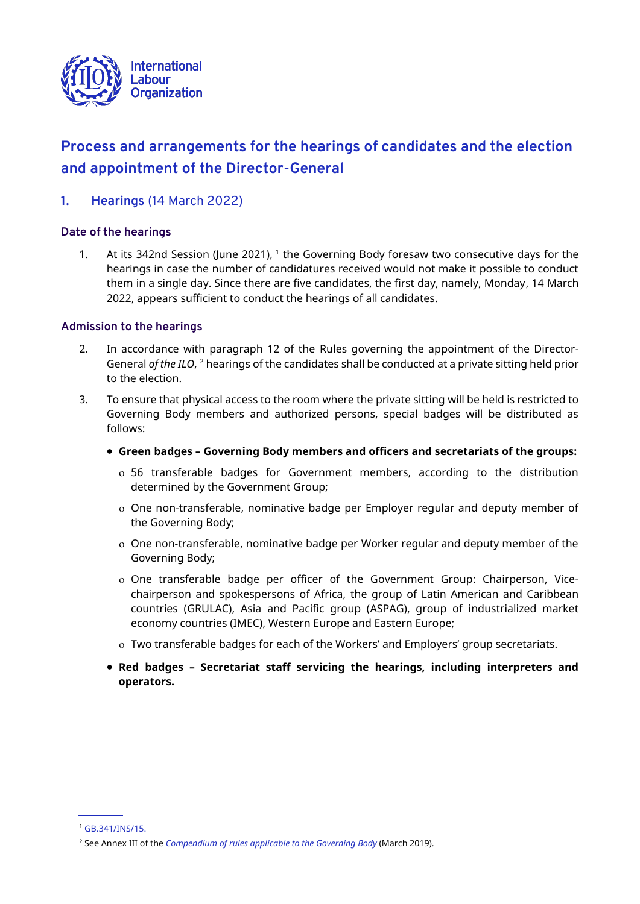International Labour Organization

# Process and arrangements for the hearings of candidates and the election and appointment of the Director-General

## 1. Hearings (14 March 2022)

### Date of the hearings

1. At its 342nd Session (June 2021), [1] the Governing Body foresaw two consecutive days for the hearings in case the number of candidatures received would not make it possible to conduct them in a single day. Since there are five candidates, the first day, namely, Monday, 14 March 2022, appears sufficient to conduct the hearings of all candidates.

### Admission to the hearings

2. In accordance with paragraph 12 of the Rules governing the appointment of the Director-General *of the ILO*, [2] hearings of the candidates shall be conducted at a private sitting held prior to the election.

3. To ensure that physical access to the room where the private sitting will be held is restricted to Governing Body members and authorized persons, special badges will be distributed as follows:

   - **Green badges – Governing Body members and officers and secretariats of the groups:**
     - 56 transferable badges for Government members, according to the distribution determined by the Government Group;
     - One non-transferable, nominative badge per Employer regular and deputy member of the Governing Body;
     - One non-transferable, nominative badge per Worker regular and deputy member of the Governing Body;
     - One transferable badge per officer of the Government Group: Chairperson, Vice-chairperson and spokespersons of Africa, the group of Latin American and Caribbean countries (GRULAC), Asia and Pacific group (ASPAG), group of industrialized market economy countries (IMEC), Western Europe and Eastern Europe;
     - Two transferable badges for each of the Workers' and Employers' group secretariats.
   - **Red badges – Secretariat staff servicing the hearings, including interpreters and operators.**

---

[1] GB.341/INS/15.

[2] See Annex III of the *Compendium of rules applicable to the Governing Body* (March 2019).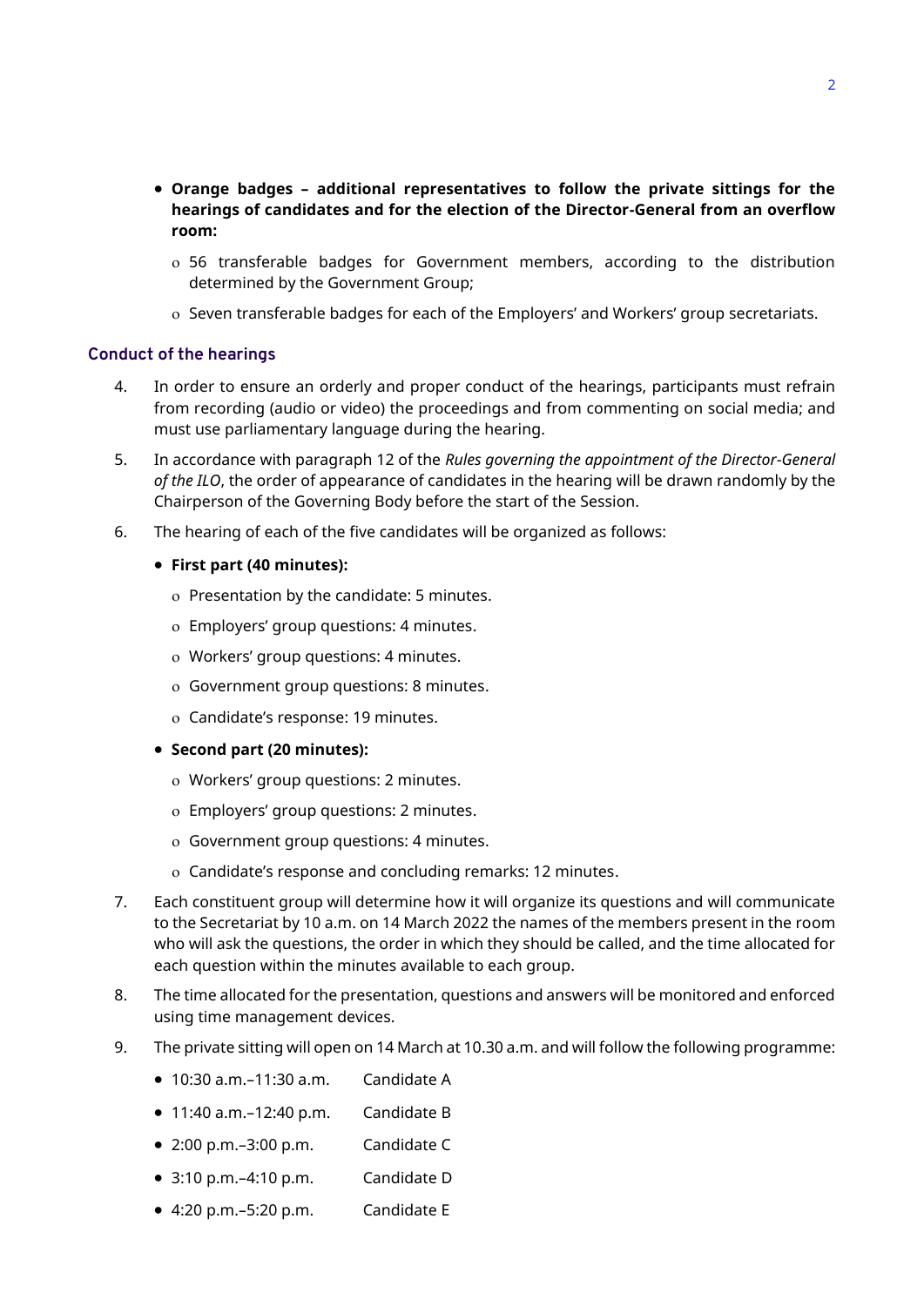- **Orange badges – additional representatives to follow the private sittings for the hearings of candidates and for the election of the Director-General from an overflow room:**
  - 56 transferable badges for Government members, according to the distribution determined by the Government Group;
  - Seven transferable badges for each of the Employers' and Workers' group secretariats.

### Conduct of the hearings

4. In order to ensure an orderly and proper conduct of the hearings, participants must refrain from recording (audio or video) the proceedings and from commenting on social media; and must use parliamentary language during the hearing.

5. In accordance with paragraph 12 of the *Rules governing the appointment of the Director-General of the ILO*, the order of appearance of candidates in the hearing will be drawn randomly by the Chairperson of the Governing Body before the start of the Session.

6. The hearing of each of the five candidates will be organized as follows:

   - **First part (40 minutes):**
     - Presentation by the candidate: 5 minutes.
     - Employers' group questions: 4 minutes.
     - Workers' group questions: 4 minutes.
     - Government group questions: 8 minutes.
     - Candidate's response: 19 minutes.
   - **Second part (20 minutes):**
     - Workers' group questions: 2 minutes.
     - Employers' group questions: 2 minutes.
     - Government group questions: 4 minutes.
     - Candidate's response and concluding remarks: 12 minutes.

7. Each constituent group will determine how it will organize its questions and will communicate to the Secretariat by 10 a.m. on 14 March 2022 the names of the members present in the room who will ask the questions, the order in which they should be called, and the time allocated for each question within the minutes available to each group.

8. The time allocated for the presentation, questions and answers will be monitored and enforced using time management devices.

9. The private sitting will open on 14 March at 10.30 a.m. and will follow the following programme:

   - 10:30 a.m.–11:30 a.m. Candidate A
   - 11:40 a.m.–12:40 p.m. Candidate B
   - 2:00 p.m.–3:00 p.m. Candidate C
   - 3:10 p.m.–4:10 p.m. Candidate D
   - 4:20 p.m.–5:20 p.m. Candidate E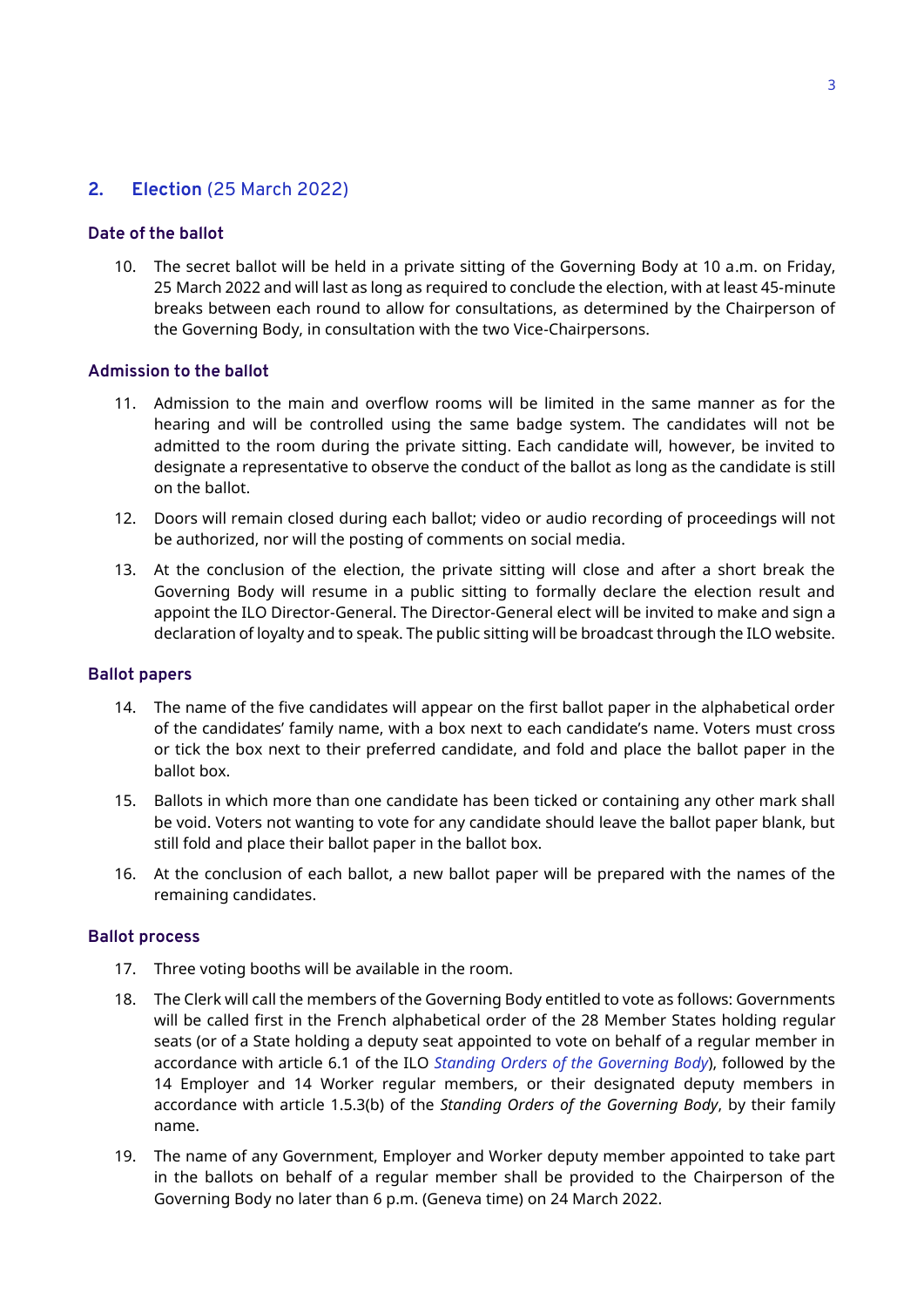## 2. Election (25 March 2022)

### Date of the ballot

10. The secret ballot will be held in a private sitting of the Governing Body at 10 a.m. on Friday, 25 March 2022 and will last as long as required to conclude the election, with at least 45-minute breaks between each round to allow for consultations, as determined by the Chairperson of the Governing Body, in consultation with the two Vice-Chairpersons.

### Admission to the ballot

11. Admission to the main and overflow rooms will be limited in the same manner as for the hearing and will be controlled using the same badge system. The candidates will not be admitted to the room during the private sitting. Each candidate will, however, be invited to designate a representative to observe the conduct of the ballot as long as the candidate is still on the ballot.

12. Doors will remain closed during each ballot; video or audio recording of proceedings will not be authorized, nor will the posting of comments on social media.

13. At the conclusion of the election, the private sitting will close and after a short break the Governing Body will resume in a public sitting to formally declare the election result and appoint the ILO Director-General. The Director-General elect will be invited to make and sign a declaration of loyalty and to speak. The public sitting will be broadcast through the ILO website.

### Ballot papers

14. The name of the five candidates will appear on the first ballot paper in the alphabetical order of the candidates' family name, with a box next to each candidate's name. Voters must cross or tick the box next to their preferred candidate, and fold and place the ballot paper in the ballot box.

15. Ballots in which more than one candidate has been ticked or containing any other mark shall be void. Voters not wanting to vote for any candidate should leave the ballot paper blank, but still fold and place their ballot paper in the ballot box.

16. At the conclusion of each ballot, a new ballot paper will be prepared with the names of the remaining candidates.

### Ballot process

17. Three voting booths will be available in the room.

18. The Clerk will call the members of the Governing Body entitled to vote as follows: Governments will be called first in the French alphabetical order of the 28 Member States holding regular seats (or of a State holding a deputy seat appointed to vote on behalf of a regular member in accordance with article 6.1 of the ILO *Standing Orders of the Governing Body*), followed by the 14 Employer and 14 Worker regular members, or their designated deputy members in accordance with article 1.5.3(b) of the *Standing Orders of the Governing Body*, by their family name.

19. The name of any Government, Employer and Worker deputy member appointed to take part in the ballots on behalf of a regular member shall be provided to the Chairperson of the Governing Body no later than 6 p.m. (Geneva time) on 24 March 2022.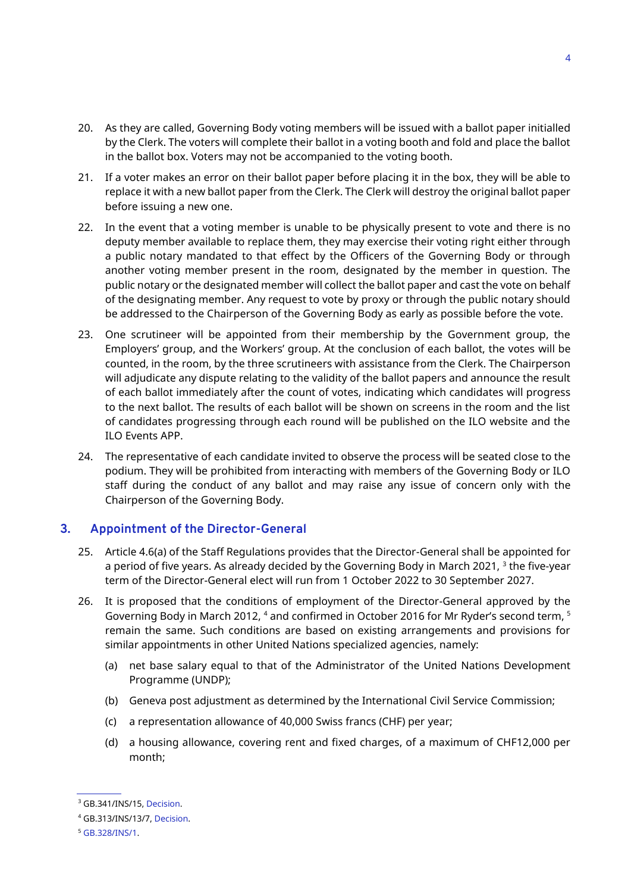20. As they are called, Governing Body voting members will be issued with a ballot paper initialled by the Clerk. The voters will complete their ballot in a voting booth and fold and place the ballot in the ballot box. Voters may not be accompanied to the voting booth.

21. If a voter makes an error on their ballot paper before placing it in the box, they will be able to replace it with a new ballot paper from the Clerk. The Clerk will destroy the original ballot paper before issuing a new one.

22. In the event that a voting member is unable to be physically present to vote and there is no deputy member available to replace them, they may exercise their voting right either through a public notary mandated to that effect by the Officers of the Governing Body or through another voting member present in the room, designated by the member in question. The public notary or the designated member will collect the ballot paper and cast the vote on behalf of the designating member. Any request to vote by proxy or through the public notary should be addressed to the Chairperson of the Governing Body as early as possible before the vote.

23. One scrutineer will be appointed from their membership by the Government group, the Employers' group, and the Workers' group. At the conclusion of each ballot, the votes will be counted, in the room, by the three scrutineers with assistance from the Clerk. The Chairperson will adjudicate any dispute relating to the validity of the ballot papers and announce the result of each ballot immediately after the count of votes, indicating which candidates will progress to the next ballot. The results of each ballot will be shown on screens in the room and the list of candidates progressing through each round will be published on the ILO website and the ILO Events APP.

24. The representative of each candidate invited to observe the process will be seated close to the podium. They will be prohibited from interacting with members of the Governing Body or ILO staff during the conduct of any ballot and may raise any issue of concern only with the Chairperson of the Governing Body.

## 3. Appointment of the Director-General

25. Article 4.6(a) of the Staff Regulations provides that the Director-General shall be appointed for a period of five years. As already decided by the Governing Body in March 2021, [3] the five-year term of the Director-General elect will run from 1 October 2022 to 30 September 2027.

26. It is proposed that the conditions of employment of the Director-General approved by the Governing Body in March 2012, [4] and confirmed in October 2016 for Mr Ryder's second term, [5] remain the same. Such conditions are based on existing arrangements and provisions for similar appointments in other United Nations specialized agencies, namely:

    (a) net base salary equal to that of the Administrator of the United Nations Development Programme (UNDP);

    (b) Geneva post adjustment as determined by the International Civil Service Commission;

    (c) a representation allowance of 40,000 Swiss francs (CHF) per year;

    (d) a housing allowance, covering rent and fixed charges, of a maximum of CHF12,000 per month;

---

[3] GB.341/INS/15, Decision.

[4] GB.313/INS/13/7, Decision.

[5] GB.328/INS/1.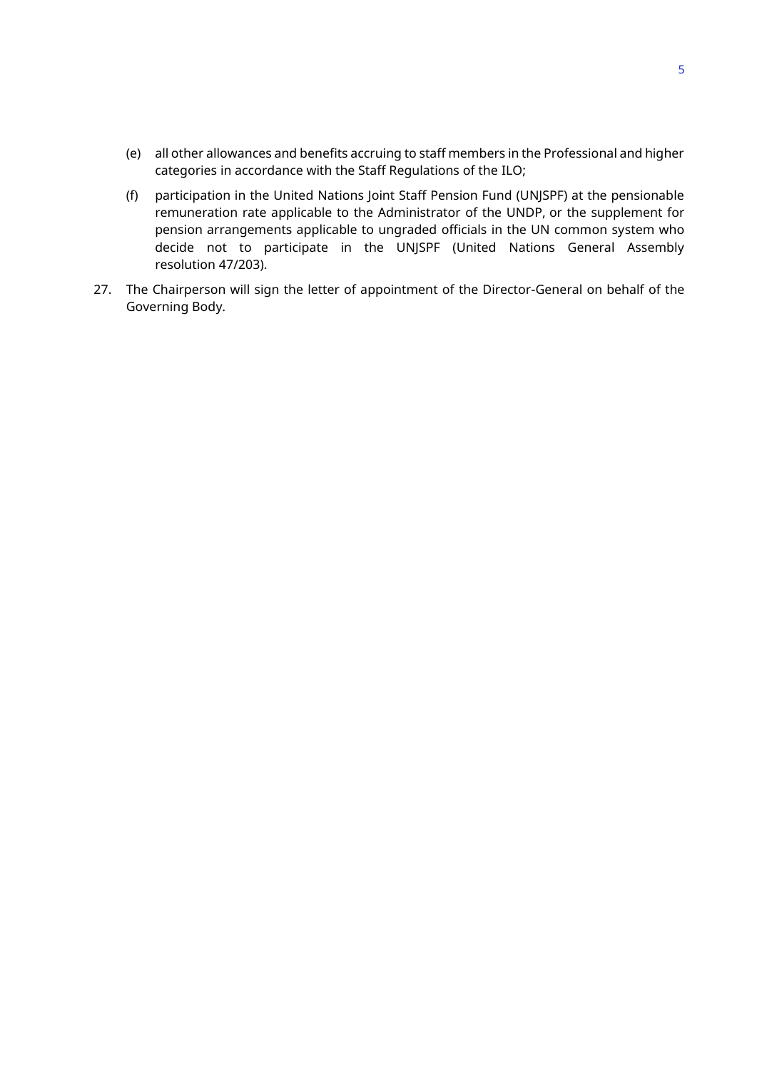(e) all other allowances and benefits accruing to staff members in the Professional and higher categories in accordance with the Staff Regulations of the ILO;

(f) participation in the United Nations Joint Staff Pension Fund (UNJSPF) at the pensionable remuneration rate applicable to the Administrator of the UNDP, or the supplement for pension arrangements applicable to ungraded officials in the UN common system who decide not to participate in the UNJSPF (United Nations General Assembly resolution 47/203).

27. The Chairperson will sign the letter of appointment of the Director-General on behalf of the Governing Body.